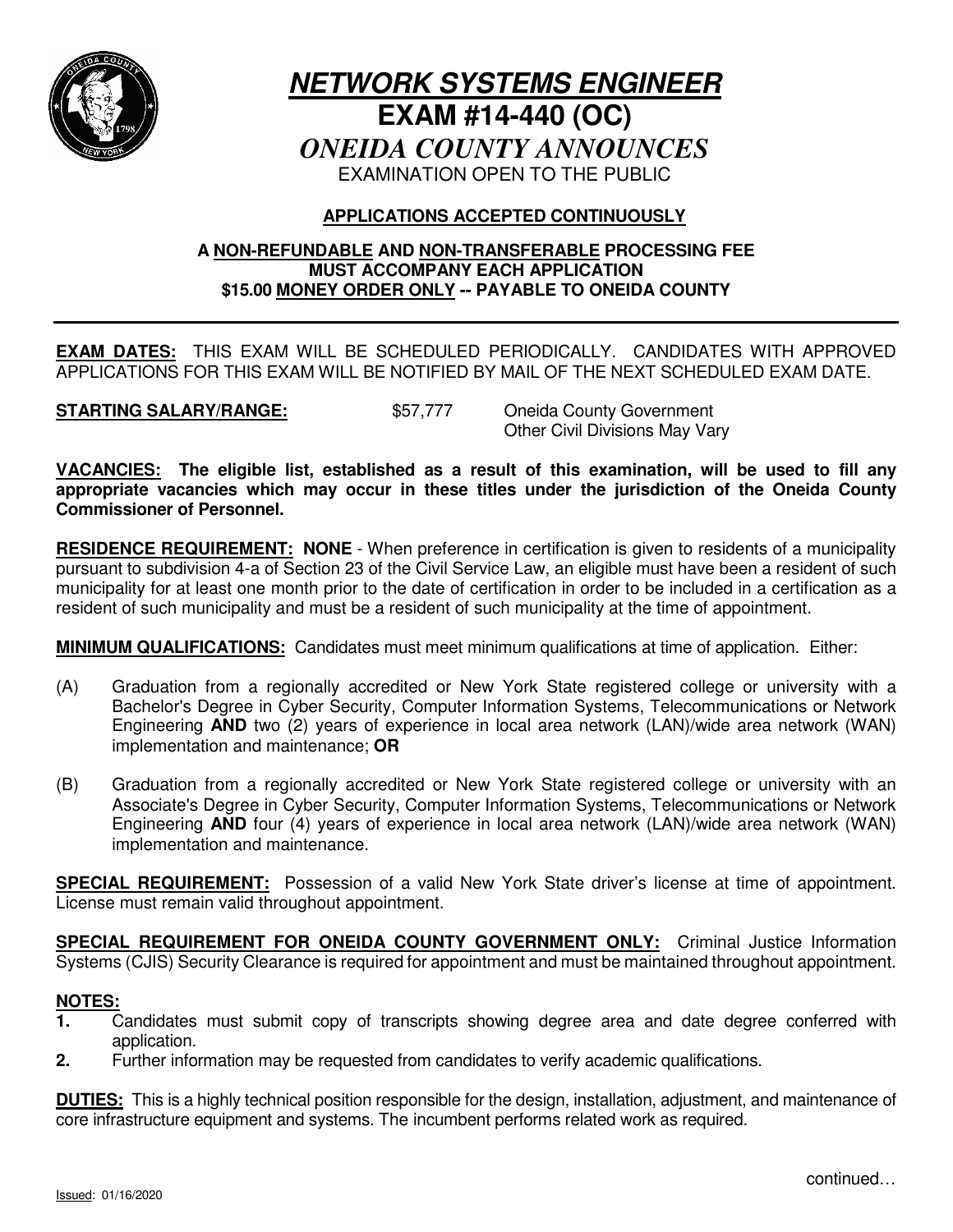# ***NETWORK SYSTEMS ENGINEER***

# **EXAM #14-440 (OC)**

## *ONEIDA COUNTY ANNOUNCES*

EXAMINATION OPEN TO THE PUBLIC

**APPLICATIONS ACCEPTED CONTINUOUSLY**

**A NON-REFUNDABLE AND NON-TRANSFERABLE PROCESSING FEE MUST ACCOMPANY EACH APPLICATION**
**$15.00 MONEY ORDER ONLY -- PAYABLE TO ONEIDA COUNTY**

---

**EXAM DATES:** THIS EXAM WILL BE SCHEDULED PERIODICALLY. CANDIDATES WITH APPROVED APPLICATIONS FOR THIS EXAM WILL BE NOTIFIED BY MAIL OF THE NEXT SCHEDULED EXAM DATE.

**STARTING SALARY/RANGE:** $57,777 Oneida County Government
Other Civil Divisions May Vary

**VACANCIES: The eligible list, established as a result of this examination, will be used to fill any appropriate vacancies which may occur in these titles under the jurisdiction of the Oneida County Commissioner of Personnel.**

**RESIDENCE REQUIREMENT: NONE** - When preference in certification is given to residents of a municipality pursuant to subdivision 4-a of Section 23 of the Civil Service Law, an eligible must have been a resident of such municipality for at least one month prior to the date of certification in order to be included in a certification as a resident of such municipality and must be a resident of such municipality at the time of appointment.

**MINIMUM QUALIFICATIONS:** Candidates must meet minimum qualifications at time of application. Either:

(A) Graduation from a regionally accredited or New York State registered college or university with a Bachelor's Degree in Cyber Security, Computer Information Systems, Telecommunications or Network Engineering **AND** two (2) years of experience in local area network (LAN)/wide area network (WAN) implementation and maintenance; **OR**

(B) Graduation from a regionally accredited or New York State registered college or university with an Associate's Degree in Cyber Security, Computer Information Systems, Telecommunications or Network Engineering **AND** four (4) years of experience in local area network (LAN)/wide area network (WAN) implementation and maintenance.

**SPECIAL REQUIREMENT:** Possession of a valid New York State driver's license at time of appointment. License must remain valid throughout appointment.

**SPECIAL REQUIREMENT FOR ONEIDA COUNTY GOVERNMENT ONLY:** Criminal Justice Information Systems (CJIS) Security Clearance is required for appointment and must be maintained throughout appointment.

**NOTES:**

1. Candidates must submit copy of transcripts showing degree area and date degree conferred with application.
2. Further information may be requested from candidates to verify academic qualifications.

**DUTIES:** This is a highly technical position responsible for the design, installation, adjustment, and maintenance of core infrastructure equipment and systems. The incumbent performs related work as required.

continued…

Issued: 01/16/2020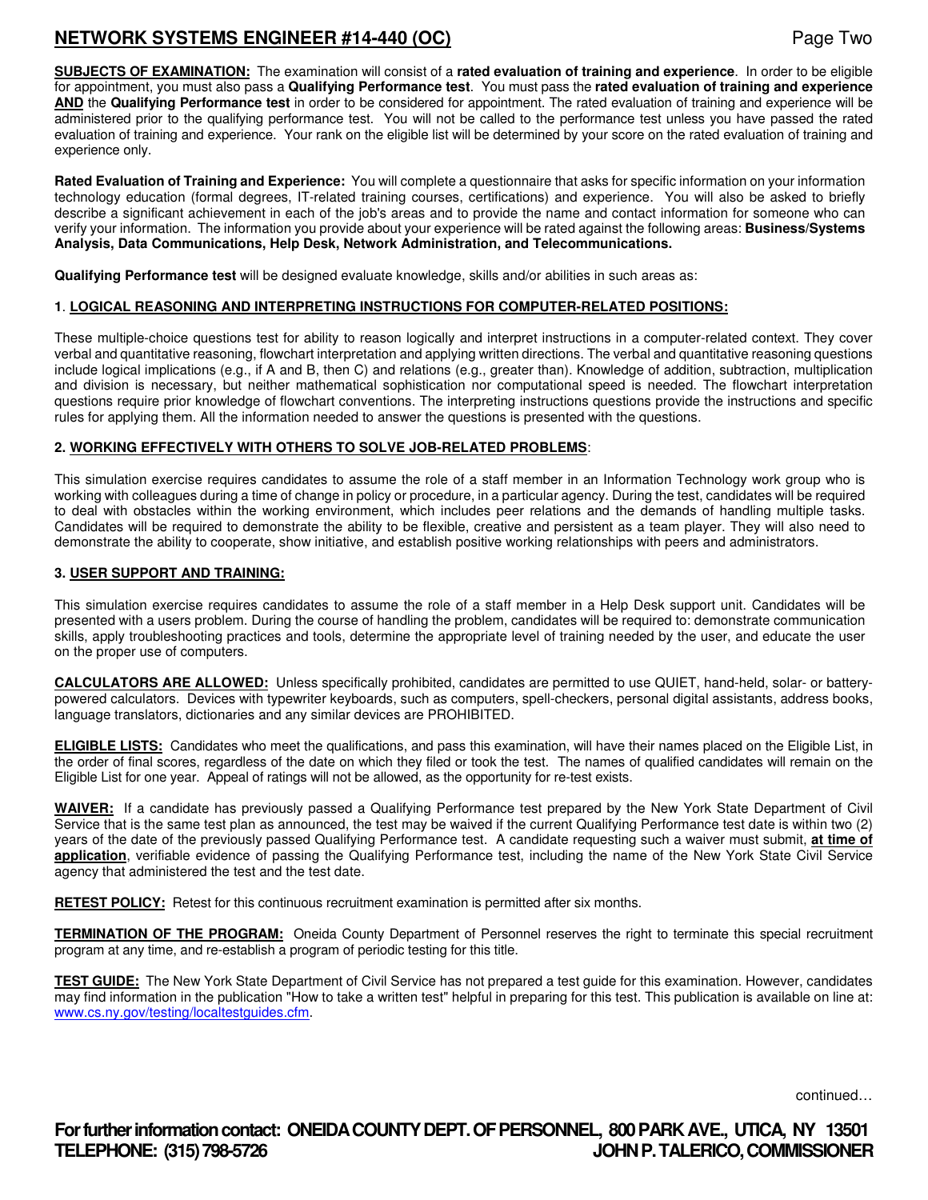**SUBJECTS OF EXAMINATION:** The examination will consist of a **rated evaluation of training and experience**. In order to be eligible for appointment, you must also pass a **Qualifying Performance test**. You must pass the **rated evaluation of training and experience AND** the **Qualifying Performance test** in order to be considered for appointment. The rated evaluation of training and experience will be administered prior to the qualifying performance test. You will not be called to the performance test unless you have passed the rated evaluation of training and experience. Your rank on the eligible list will be determined by your score on the rated evaluation of training and experience only.

**Rated Evaluation of Training and Experience:** You will complete a questionnaire that asks for specific information on your information technology education (formal degrees, IT-related training courses, certifications) and experience. You will also be asked to briefly describe a significant achievement in each of the job's areas and to provide the name and contact information for someone who can verify your information. The information you provide about your experience will be rated against the following areas: **Business/Systems Analysis, Data Communications, Help Desk, Network Administration, and Telecommunications.**

**Qualifying Performance test** will be designed evaluate knowledge, skills and/or abilities in such areas as:

**1. LOGICAL REASONING AND INTERPRETING INSTRUCTIONS FOR COMPUTER-RELATED POSITIONS:**

These multiple-choice questions test for ability to reason logically and interpret instructions in a computer-related context. They cover verbal and quantitative reasoning, flowchart interpretation and applying written directions. The verbal and quantitative reasoning questions include logical implications (e.g., if A and B, then C) and relations (e.g., greater than). Knowledge of addition, subtraction, multiplication and division is necessary, but neither mathematical sophistication nor computational speed is needed. The flowchart interpretation questions require prior knowledge of flowchart conventions. The interpreting instructions questions provide the instructions and specific rules for applying them. All the information needed to answer the questions is presented with the questions.

**2. WORKING EFFECTIVELY WITH OTHERS TO SOLVE JOB-RELATED PROBLEMS:**

This simulation exercise requires candidates to assume the role of a staff member in an Information Technology work group who is working with colleagues during a time of change in policy or procedure, in a particular agency. During the test, candidates will be required to deal with obstacles within the working environment, which includes peer relations and the demands of handling multiple tasks. Candidates will be required to demonstrate the ability to be flexible, creative and persistent as a team player. They will also need to demonstrate the ability to cooperate, show initiative, and establish positive working relationships with peers and administrators.

**3. USER SUPPORT AND TRAINING:**

This simulation exercise requires candidates to assume the role of a staff member in a Help Desk support unit. Candidates will be presented with a users problem. During the course of handling the problem, candidates will be required to: demonstrate communication skills, apply troubleshooting practices and tools, determine the appropriate level of training needed by the user, and educate the user on the proper use of computers.

**CALCULATORS ARE ALLOWED:** Unless specifically prohibited, candidates are permitted to use QUIET, hand-held, solar- or battery-powered calculators. Devices with typewriter keyboards, such as computers, spell-checkers, personal digital assistants, address books, language translators, dictionaries and any similar devices are PROHIBITED.

**ELIGIBLE LISTS:** Candidates who meet the qualifications, and pass this examination, will have their names placed on the Eligible List, in the order of final scores, regardless of the date on which they filed or took the test. The names of qualified candidates will remain on the Eligible List for one year. Appeal of ratings will not be allowed, as the opportunity for re-test exists.

**WAIVER:** If a candidate has previously passed a Qualifying Performance test prepared by the New York State Department of Civil Service that is the same test plan as announced, the test may be waived if the current Qualifying Performance test date is within two (2) years of the date of the previously passed Qualifying Performance test. A candidate requesting such a waiver must submit, **at time of application**, verifiable evidence of passing the Qualifying Performance test, including the name of the New York State Civil Service agency that administered the test and the test date.

**RETEST POLICY:** Retest for this continuous recruitment examination is permitted after six months.

**TERMINATION OF THE PROGRAM:** Oneida County Department of Personnel reserves the right to terminate this special recruitment program at any time, and re-establish a program of periodic testing for this title.

**TEST GUIDE:** The New York State Department of Civil Service has not prepared a test guide for this examination. However, candidates may find information in the publication "How to take a written test" helpful in preparing for this test. This publication is available on line at: www.cs.ny.gov/testing/localtestguides.cfm.

continued…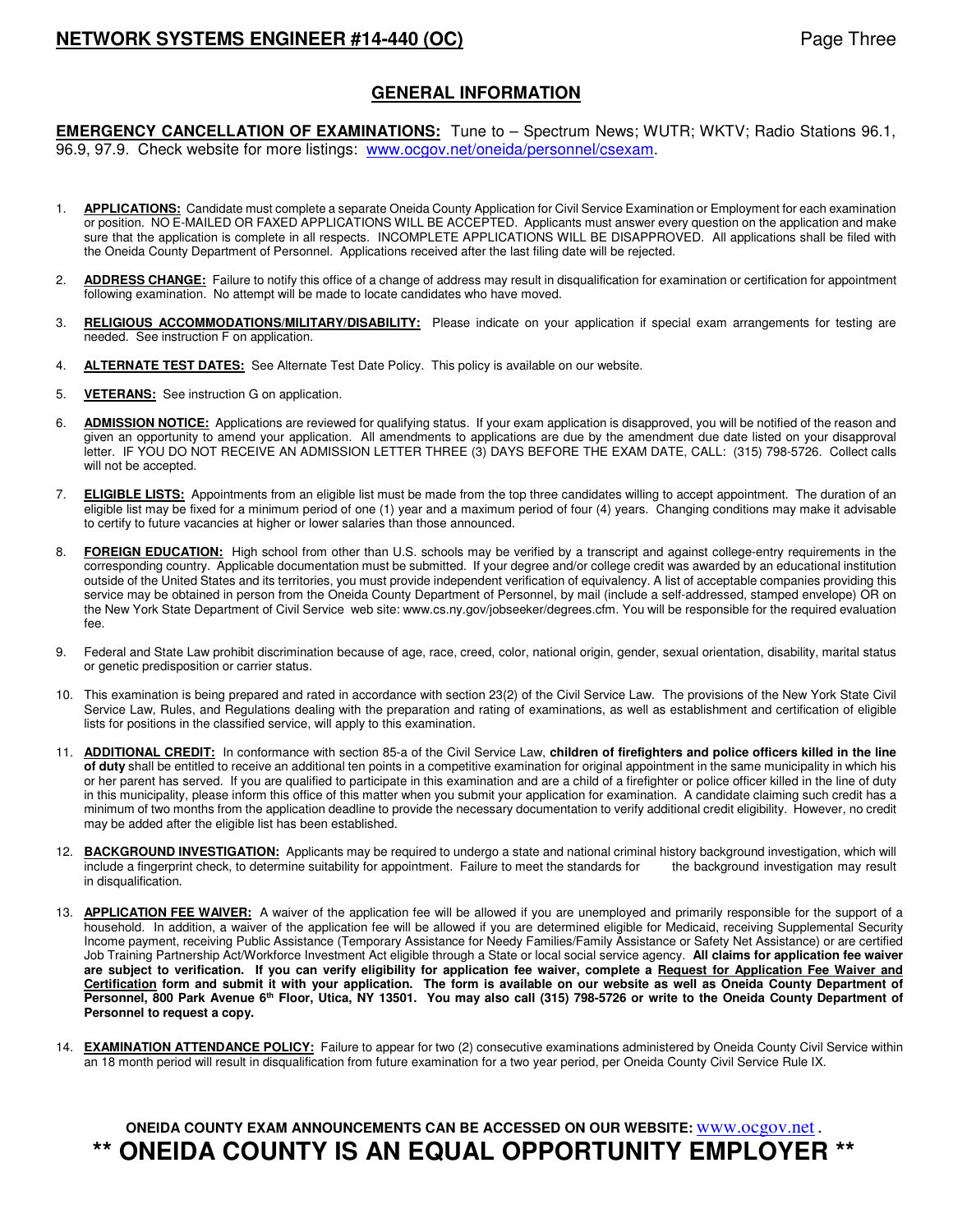## GENERAL INFORMATION

**EMERGENCY CANCELLATION OF EXAMINATIONS:** Tune to – Spectrum News; WUTR; WKTV; Radio Stations 96.1, 96.9, 97.9. Check website for more listings: www.ocgov.net/oneida/personnel/csexam.

1. **APPLICATIONS:** Candidate must complete a separate Oneida County Application for Civil Service Examination or Employment for each examination or position. NO E-MAILED OR FAXED APPLICATIONS WILL BE ACCEPTED. Applicants must answer every question on the application and make sure that the application is complete in all respects. INCOMPLETE APPLICATIONS WILL BE DISAPPROVED. All applications shall be filed with the Oneida County Department of Personnel. Applications received after the last filing date will be rejected.

2. **ADDRESS CHANGE:** Failure to notify this office of a change of address may result in disqualification for examination or certification for appointment following examination. No attempt will be made to locate candidates who have moved.

3. **RELIGIOUS ACCOMMODATIONS/MILITARY/DISABILITY:** Please indicate on your application if special exam arrangements for testing are needed. See instruction F on application.

4. **ALTERNATE TEST DATES:** See Alternate Test Date Policy. This policy is available on our website.

5. **VETERANS:** See instruction G on application.

6. **ADMISSION NOTICE:** Applications are reviewed for qualifying status. If your exam application is disapproved, you will be notified of the reason and given an opportunity to amend your application. All amendments to applications are due by the amendment due date listed on your disapproval letter. IF YOU DO NOT RECEIVE AN ADMISSION LETTER THREE (3) DAYS BEFORE THE EXAM DATE, CALL: (315) 798-5726. Collect calls will not be accepted.

7. **ELIGIBLE LISTS:** Appointments from an eligible list must be made from the top three candidates willing to accept appointment. The duration of an eligible list may be fixed for a minimum period of one (1) year and a maximum period of four (4) years. Changing conditions may make it advisable to certify to future vacancies at higher or lower salaries than those announced.

8. **FOREIGN EDUCATION:** High school from other than U.S. schools may be verified by a transcript and against college-entry requirements in the corresponding country. Applicable documentation must be submitted. If your degree and/or college credit was awarded by an educational institution outside of the United States and its territories, you must provide independent verification of equivalency. A list of acceptable companies providing this service may be obtained in person from the Oneida County Department of Personnel, by mail (include a self-addressed, stamped envelope) OR on the New York State Department of Civil Service web site: www.cs.ny.gov/jobseeker/degrees.cfm. You will be responsible for the required evaluation fee.

9. Federal and State Law prohibit discrimination because of age, race, creed, color, national origin, gender, sexual orientation, disability, marital status or genetic predisposition or carrier status.

10. This examination is being prepared and rated in accordance with section 23(2) of the Civil Service Law. The provisions of the New York State Civil Service Law, Rules, and Regulations dealing with the preparation and rating of examinations, as well as establishment and certification of eligible lists for positions in the classified service, will apply to this examination.

11. **ADDITIONAL CREDIT:** In conformance with section 85-a of the Civil Service Law, **children of firefighters and police officers killed in the line of duty** shall be entitled to receive an additional ten points in a competitive examination for original appointment in the same municipality in which his or her parent has served. If you are qualified to participate in this examination and are a child of a firefighter or police officer killed in the line of duty in this municipality, please inform this office of this matter when you submit your application for examination. A candidate claiming such credit has a minimum of two months from the application deadline to provide the necessary documentation to verify additional credit eligibility. However, no credit may be added after the eligible list has been established.

12. **BACKGROUND INVESTIGATION:** Applicants may be required to undergo a state and national criminal history background investigation, which will include a fingerprint check, to determine suitability for appointment. Failure to meet the standards for the background investigation may result in disqualification.

13. **APPLICATION FEE WAIVER:** A waiver of the application fee will be allowed if you are unemployed and primarily responsible for the support of a household. In addition, a waiver of the application fee will be allowed if you are determined eligible for Medicaid, receiving Supplemental Security Income payment, receiving Public Assistance (Temporary Assistance for Needy Families/Family Assistance or Safety Net Assistance) or are certified Job Training Partnership Act/Workforce Investment Act eligible through a State or local social service agency. **All claims for application fee waiver are subject to verification. If you can verify eligibility for application fee waiver, complete a Request for Application Fee Waiver and Certification form and submit it with your application. The form is available on our website as well as Oneida County Department of Personnel, 800 Park Avenue 6th Floor, Utica, NY 13501. You may also call (315) 798-5726 or write to the Oneida County Department of Personnel to request a copy.**

14. **EXAMINATION ATTENDANCE POLICY:** Failure to appear for two (2) consecutive examinations administered by Oneida County Civil Service within an 18 month period will result in disqualification from future examination for a two year period, per Oneida County Civil Service Rule IX.

**ONEIDA COUNTY EXAM ANNOUNCEMENTS CAN BE ACCESSED ON OUR WEBSITE:** www.ocgov.net .

**\*\* ONEIDA COUNTY IS AN EQUAL OPPORTUNITY EMPLOYER \*\***